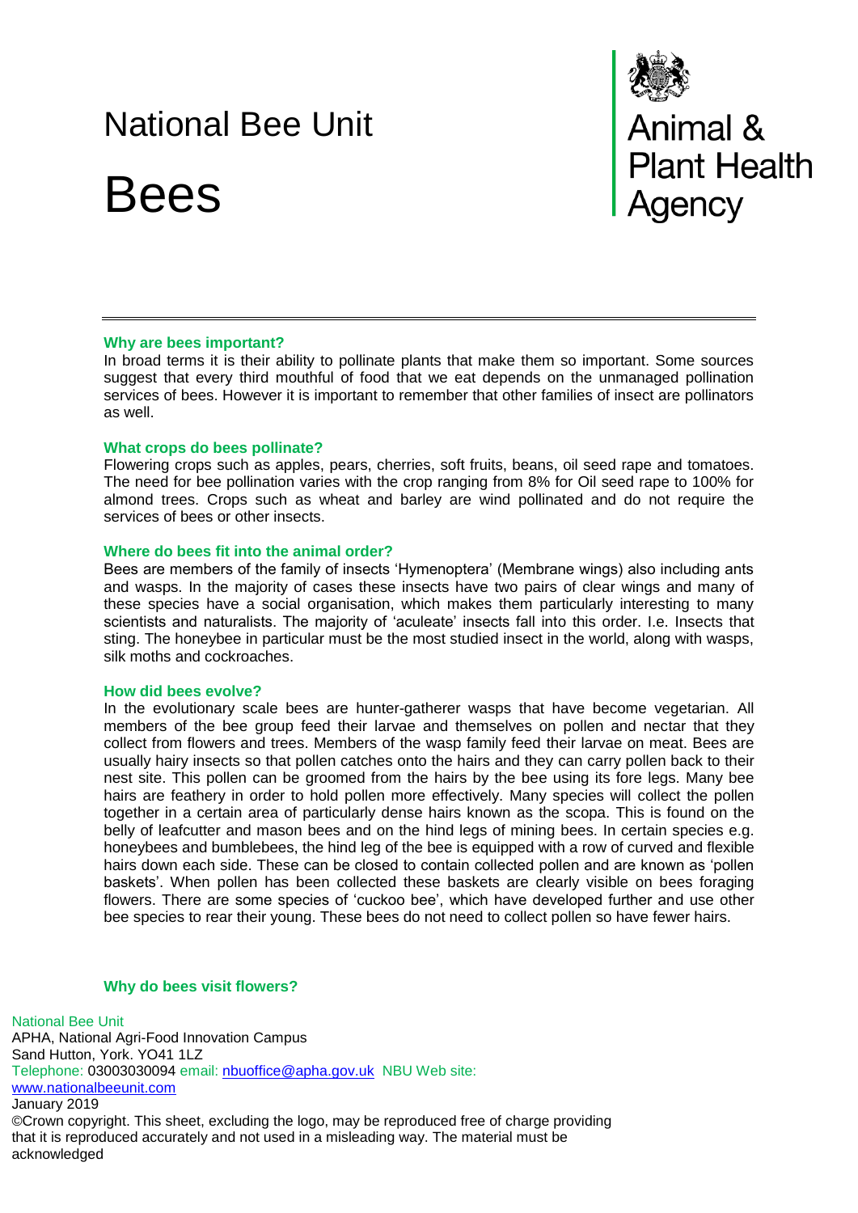# National Bee Unit

# Bees

Animal & Plant Health Agency

---

### Why are bees important?

In broad terms it is their ability to pollinate plants that make them so important. Some sources suggest that every third mouthful of food that we eat depends on the unmanaged pollination services of bees. However it is important to remember that other families of insect are pollinators as well.

### What crops do bees pollinate?

Flowering crops such as apples, pears, cherries, soft fruits, beans, oil seed rape and tomatoes. The need for bee pollination varies with the crop ranging from 8% for Oil seed rape to 100% for almond trees. Crops such as wheat and barley are wind pollinated and do not require the services of bees or other insects.

### Where do bees fit into the animal order?

Bees are members of the family of insects 'Hymenoptera' (Membrane wings) also including ants and wasps. In the majority of cases these insects have two pairs of clear wings and many of these species have a social organisation, which makes them particularly interesting to many scientists and naturalists. The majority of 'aculeate' insects fall into this order. I.e. Insects that sting. The honeybee in particular must be the most studied insect in the world, along with wasps, silk moths and cockroaches.

### How did bees evolve?

In the evolutionary scale bees are hunter-gatherer wasps that have become vegetarian. All members of the bee group feed their larvae and themselves on pollen and nectar that they collect from flowers and trees. Members of the wasp family feed their larvae on meat. Bees are usually hairy insects so that pollen catches onto the hairs and they can carry pollen back to their nest site. This pollen can be groomed from the hairs by the bee using its fore legs. Many bee hairs are feathery in order to hold pollen more effectively. Many species will collect the pollen together in a certain area of particularly dense hairs known as the scopa. This is found on the belly of leafcutter and mason bees and on the hind legs of mining bees. In certain species e.g. honeybees and bumblebees, the hind leg of the bee is equipped with a row of curved and flexible hairs down each side. These can be closed to contain collected pollen and are known as 'pollen baskets'. When pollen has been collected these baskets are clearly visible on bees foraging flowers. There are some species of 'cuckoo bee', which have developed further and use other bee species to rear their young. These bees do not need to collect pollen so have fewer hairs.

### Why do bees visit flowers?

National Bee Unit
APHA, National Agri-Food Innovation Campus
Sand Hutton, York. YO41 1LZ
Telephone: 03003030094 email: nbuoffice@apha.gov.uk NBU Web site: www.nationalbeeunit.com
January 2019
©Crown copyright. This sheet, excluding the logo, may be reproduced free of charge providing that it is reproduced accurately and not used in a misleading way. The material must be acknowledged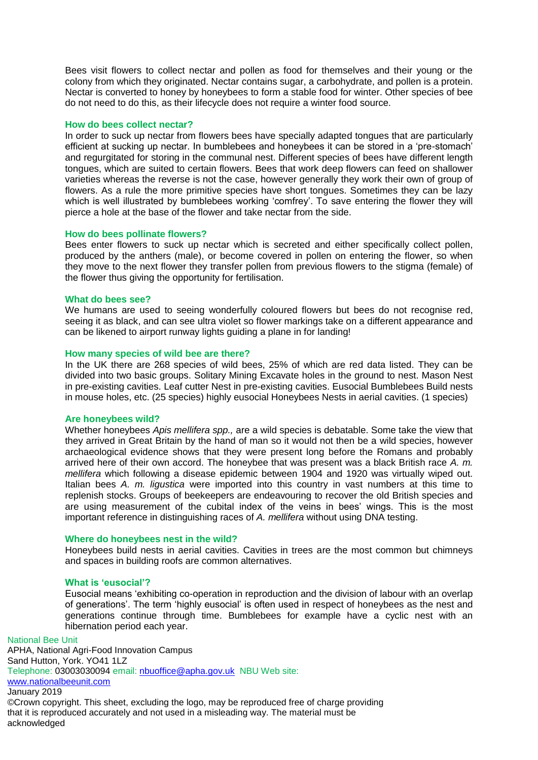Bees visit flowers to collect nectar and pollen as food for themselves and their young or the colony from which they originated. Nectar contains sugar, a carbohydrate, and pollen is a protein. Nectar is converted to honey by honeybees to form a stable food for winter. Other species of bee do not need to do this, as their lifecycle does not require a winter food source.

### How do bees collect nectar?

In order to suck up nectar from flowers bees have specially adapted tongues that are particularly efficient at sucking up nectar. In bumblebees and honeybees it can be stored in a 'pre-stomach' and regurgitated for storing in the communal nest. Different species of bees have different length tongues, which are suited to certain flowers. Bees that work deep flowers can feed on shallower varieties whereas the reverse is not the case, however generally they work their own of group of flowers. As a rule the more primitive species have short tongues. Sometimes they can be lazy which is well illustrated by bumblebees working 'comfrey'. To save entering the flower they will pierce a hole at the base of the flower and take nectar from the side.

### How do bees pollinate flowers?

Bees enter flowers to suck up nectar which is secreted and either specifically collect pollen, produced by the anthers (male), or become covered in pollen on entering the flower, so when they move to the next flower they transfer pollen from previous flowers to the stigma (female) of the flower thus giving the opportunity for fertilisation.

### What do bees see?

We humans are used to seeing wonderfully coloured flowers but bees do not recognise red, seeing it as black, and can see ultra violet so flower markings take on a different appearance and can be likened to airport runway lights guiding a plane in for landing!

### How many species of wild bee are there?

In the UK there are 268 species of wild bees, 25% of which are red data listed. They can be divided into two basic groups. Solitary Mining Excavate holes in the ground to nest. Mason Nest in pre-existing cavities. Leaf cutter Nest in pre-existing cavities. Eusocial Bumblebees Build nests in mouse holes, etc. (25 species) highly eusocial Honeybees Nests in aerial cavities. (1 species)

### Are honeybees wild?

Whether honeybees *Apis mellifera spp.,* are a wild species is debatable. Some take the view that they arrived in Great Britain by the hand of man so it would not then be a wild species, however archaeological evidence shows that they were present long before the Romans and probably arrived here of their own accord. The honeybee that was present was a black British race *A. m. mellifera* which following a disease epidemic between 1904 and 1920 was virtually wiped out. Italian bees *A. m. ligustica* were imported into this country in vast numbers at this time to replenish stocks. Groups of beekeepers are endeavouring to recover the old British species and are using measurement of the cubital index of the veins in bees' wings. This is the most important reference in distinguishing races of *A. mellifera* without using DNA testing.

### Where do honeybees nest in the wild?

Honeybees build nests in aerial cavities. Cavities in trees are the most common but chimneys and spaces in building roofs are common alternatives.

### What is 'eusocial'?

Eusocial means 'exhibiting co-operation in reproduction and the division of labour with an overlap of generations'. The term 'highly eusocial' is often used in respect of honeybees as the nest and generations continue through time. Bumblebees for example have a cyclic nest with an hibernation period each year.

National Bee Unit
APHA, National Agri-Food Innovation Campus
Sand Hutton, York. YO41 1LZ
Telephone: 03003030094 email: nbuoffice@apha.gov.uk NBU Web site: www.nationalbeeunit.com
January 2019
©Crown copyright. This sheet, excluding the logo, may be reproduced free of charge providing that it is reproduced accurately and not used in a misleading way. The material must be acknowledged